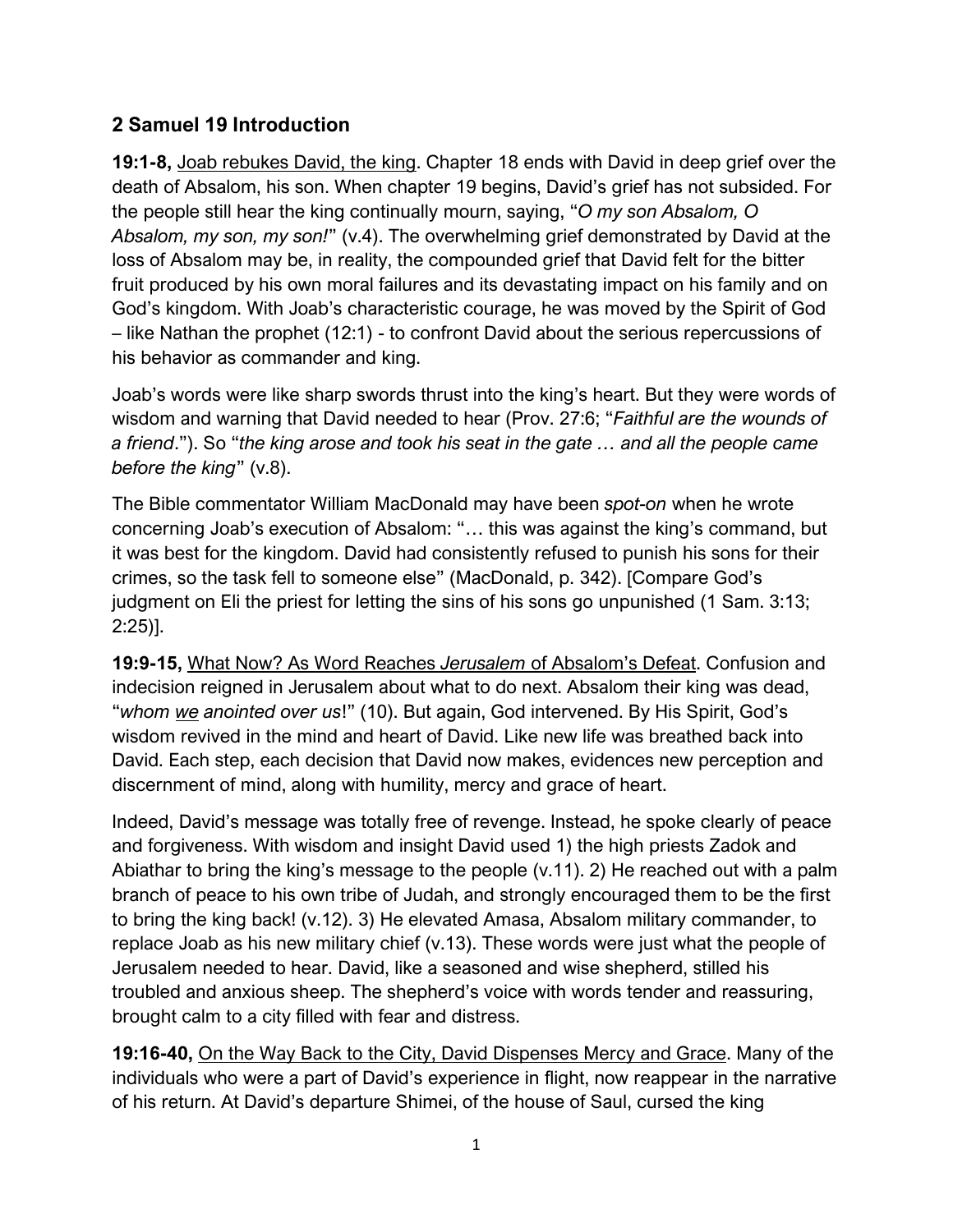## 2 Samuel 19 Introduction

**19:1-8,** <u>Joab rebukes David, the king</u>. Chapter 18 ends with David in deep grief over the death of Absalom, his son. When chapter 19 begins, David's grief has not subsided. For the people still hear the king continually mourn, saying, "*O my son Absalom, O Absalom, my son, my son!*" (v.4). The overwhelming grief demonstrated by David at the loss of Absalom may be, in reality, the compounded grief that David felt for the bitter fruit produced by his own moral failures and its devastating impact on his family and on God's kingdom. With Joab's characteristic courage, he was moved by the Spirit of God – like Nathan the prophet (12:1) - to confront David about the serious repercussions of his behavior as commander and king.

Joab's words were like sharp swords thrust into the king's heart. But they were words of wisdom and warning that David needed to hear (Prov. 27:6; "*Faithful are the wounds of a friend*."). So "*the king arose and took his seat in the gate … and all the people came before the king*" (v.8).

The Bible commentator William MacDonald may have been *spot-on* when he wrote concerning Joab's execution of Absalom: "… this was against the king's command, but it was best for the kingdom. David had consistently refused to punish his sons for their crimes, so the task fell to someone else" (MacDonald, p. 342). [Compare God's judgment on Eli the priest for letting the sins of his sons go unpunished (1 Sam. 3:13; 2:25)].

**19:9-15,** <u>What Now? As Word Reaches *Jerusalem* of Absalom's Defeat</u>. Confusion and indecision reigned in Jerusalem about what to do next. Absalom their king was dead, "*whom <u>we</u> anointed over us*!" (10). But again, God intervened. By His Spirit, God's wisdom revived in the mind and heart of David. Like new life was breathed back into David. Each step, each decision that David now makes, evidences new perception and discernment of mind, along with humility, mercy and grace of heart.

Indeed, David's message was totally free of revenge. Instead, he spoke clearly of peace and forgiveness. With wisdom and insight David used 1) the high priests Zadok and Abiathar to bring the king's message to the people (v.11). 2) He reached out with a palm branch of peace to his own tribe of Judah, and strongly encouraged them to be the first to bring the king back! (v.12). 3) He elevated Amasa, Absalom military commander, to replace Joab as his new military chief (v.13). These words were just what the people of Jerusalem needed to hear. David, like a seasoned and wise shepherd, stilled his troubled and anxious sheep. The shepherd's voice with words tender and reassuring, brought calm to a city filled with fear and distress.

**19:16-40,** <u>On the Way Back to the City, David Dispenses Mercy and Grace</u>. Many of the individuals who were a part of David's experience in flight, now reappear in the narrative of his return. At David's departure Shimei, of the house of Saul, cursed the king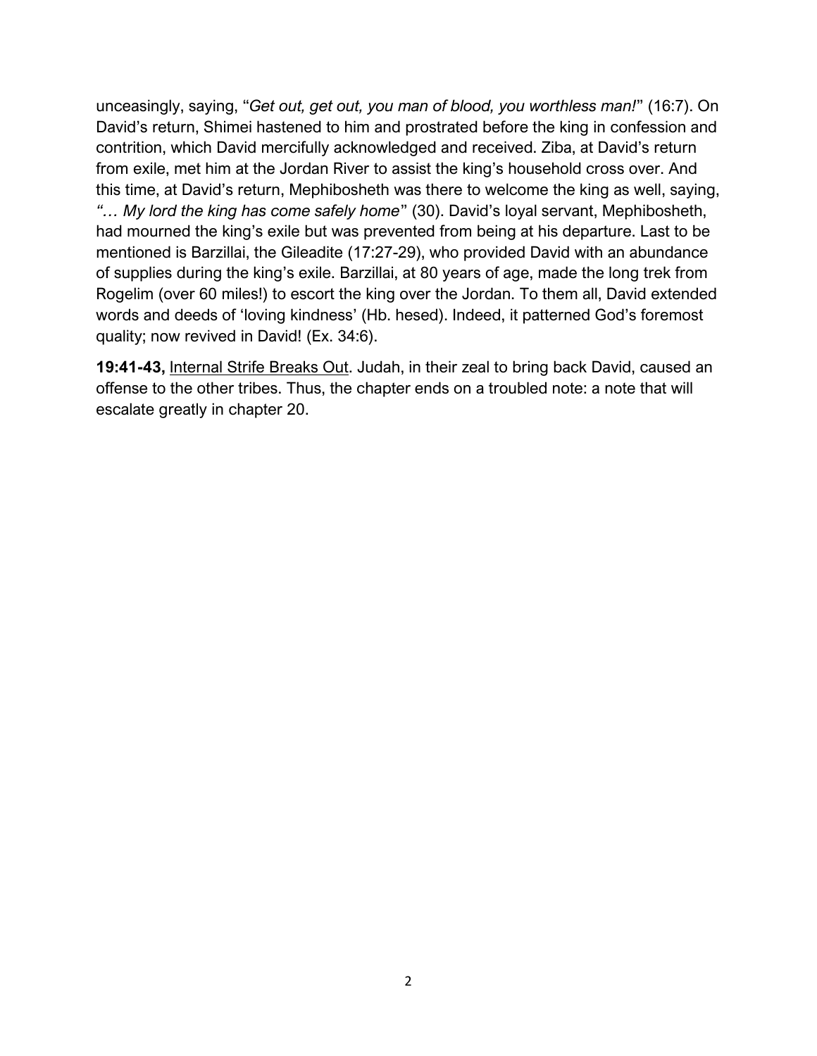unceasingly, saying, "*Get out, get out, you man of blood, you worthless man!*" (16:7). On David's return, Shimei hastened to him and prostrated before the king in confession and contrition, which David mercifully acknowledged and received. Ziba, at David's return from exile, met him at the Jordan River to assist the king's household cross over. And this time, at David's return, Mephibosheth was there to welcome the king as well, saying, *"… My lord the king has come safely home*" (30). David's loyal servant, Mephibosheth, had mourned the king's exile but was prevented from being at his departure. Last to be mentioned is Barzillai, the Gileadite (17:27-29), who provided David with an abundance of supplies during the king's exile. Barzillai, at 80 years of age, made the long trek from Rogelim (over 60 miles!) to escort the king over the Jordan. To them all, David extended words and deeds of 'loving kindness' (Hb. hesed). Indeed, it patterned God's foremost quality; now revived in David! (Ex. 34:6).

**19:41-43,** Internal Strife Breaks Out. Judah, in their zeal to bring back David, caused an offense to the other tribes. Thus, the chapter ends on a troubled note: a note that will escalate greatly in chapter 20.